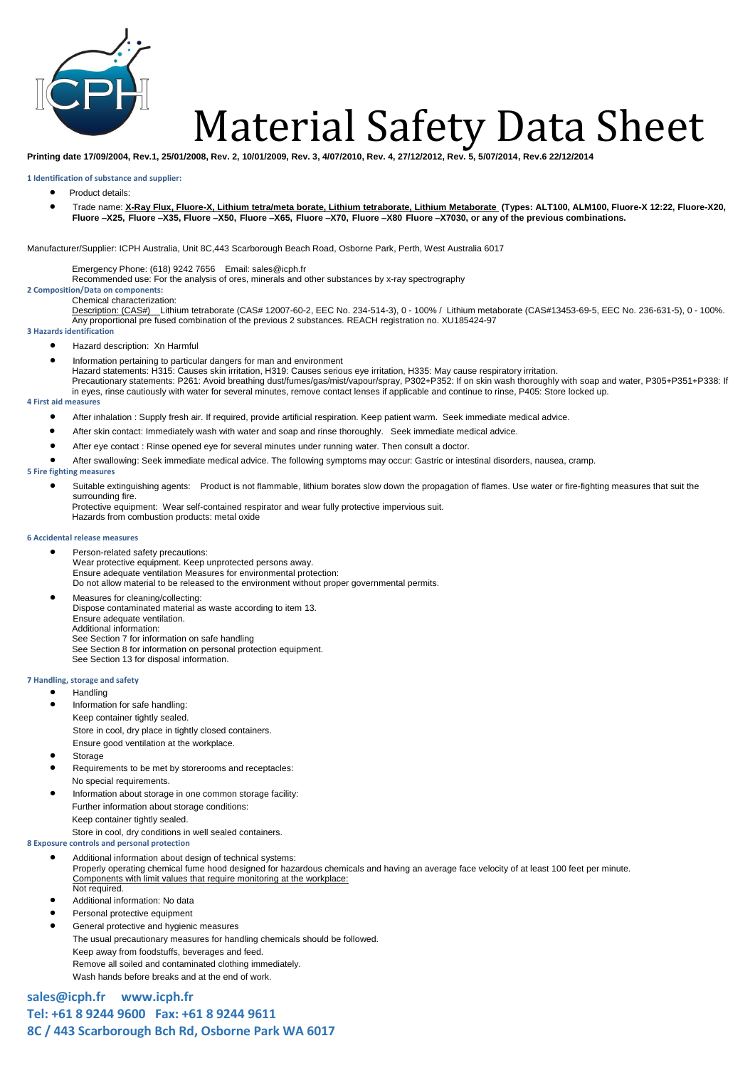# Material Safety Data Sheet

**Printing date 17/09/2004, Rev.1, 25/01/2008, Rev. 2, 10/01/2009, Rev. 3, 4/07/2010, Rev. 4, 27/12/2012, Rev. 5, 5/07/2014, Rev.6 22/12/2014**

## 1 Identification of substance and supplier:

- Product details:
- Trade name: **X-Ray Flux, Fluore-X, Lithium tetra/meta borate, Lithium tetraborate, Lithium Metaborate (Types: ALT100, ALM100, Fluore-X 12:22, Fluore-X20, Fluore –X25, Fluore –X35, Fluore –X50, Fluore –X65, Fluore –X70, Fluore –X80 Fluore –X7030, or any of the previous combinations.**

Manufacturer/Supplier: ICPH Australia, Unit 8C,443 Scarborough Beach Road, Osborne Park, Perth, West Australia 6017

Emergency Phone: (618) 9242 7656 Email: sales@icph.fr
Recommended use: For the analysis of ores, minerals and other substances by x-ray spectrography

## 2 Composition/Data on components:

Chemical characterization:
Description: (CAS#) Lithium tetraborate (CAS# 12007-60-2, EEC No. 234-514-3), 0 - 100% / Lithium metaborate (CAS#13453-69-5, EEC No. 236-631-5), 0 - 100%. Any proportional pre fused combination of the previous 2 substances. REACH registration no. XU185424-97

## 3 Hazards identification

- Hazard description: Xn Harmful
- Information pertaining to particular dangers for man and environment
  Hazard statements: H315: Causes skin irritation, H319: Causes serious eye irritation, H335: May cause respiratory irritation.
  Precautionary statements: P261: Avoid breathing dust/fumes/gas/mist/vapour/spray, P302+P352: If on skin wash thoroughly with soap and water, P305+P351+P338: If in eyes, rinse cautiously with water for several minutes, remove contact lenses if applicable and continue to rinse, P405: Store locked up.

## 4 First aid measures

- After inhalation : Supply fresh air. If required, provide artificial respiration. Keep patient warm. Seek immediate medical advice.
- After skin contact: Immediately wash with water and soap and rinse thoroughly. Seek immediate medical advice.
- After eye contact : Rinse opened eye for several minutes under running water. Then consult a doctor.
- After swallowing: Seek immediate medical advice. The following symptoms may occur: Gastric or intestinal disorders, nausea, cramp.

## 5 Fire fighting measures

- Suitable extinguishing agents: Product is not flammable, lithium borates slow down the propagation of flames. Use water or fire-fighting measures that suit the surrounding fire.
  Protective equipment: Wear self-contained respirator and wear fully protective impervious suit.
  Hazards from combustion products: metal oxide

## 6 Accidental release measures

- Person-related safety precautions:
  Wear protective equipment. Keep unprotected persons away.
  Ensure adequate ventilation Measures for environmental protection:
  Do not allow material to be released to the environment without proper governmental permits.
- Measures for cleaning/collecting:
  Dispose contaminated material as waste according to item 13.
  Ensure adequate ventilation.
  Additional information:
  See Section 7 for information on safe handling
  See Section 8 for information on personal protection equipment.
  See Section 13 for disposal information.

## 7 Handling, storage and safety

- Handling
- Information for safe handling:
  Keep container tightly sealed.
  Store in cool, dry place in tightly closed containers.
  Ensure good ventilation at the workplace.
- Storage
- Requirements to be met by storerooms and receptacles:
  No special requirements.
- Information about storage in one common storage facility:
  Further information about storage conditions:
  Keep container tightly sealed.
  Store in cool, dry conditions in well sealed containers.

## 8 Exposure controls and personal protection

- Additional information about design of technical systems:
  Properly operating chemical fume hood designed for hazardous chemicals and having an average face velocity of at least 100 feet per minute.
  Components with limit values that require monitoring at the workplace:
  Not required.
- Additional information: No data
- Personal protective equipment
- General protective and hygienic measures
  The usual precautionary measures for handling chemicals should be followed.
  Keep away from foodstuffs, beverages and feed.
  Remove all soiled and contaminated clothing immediately.
  Wash hands before breaks and at the end of work.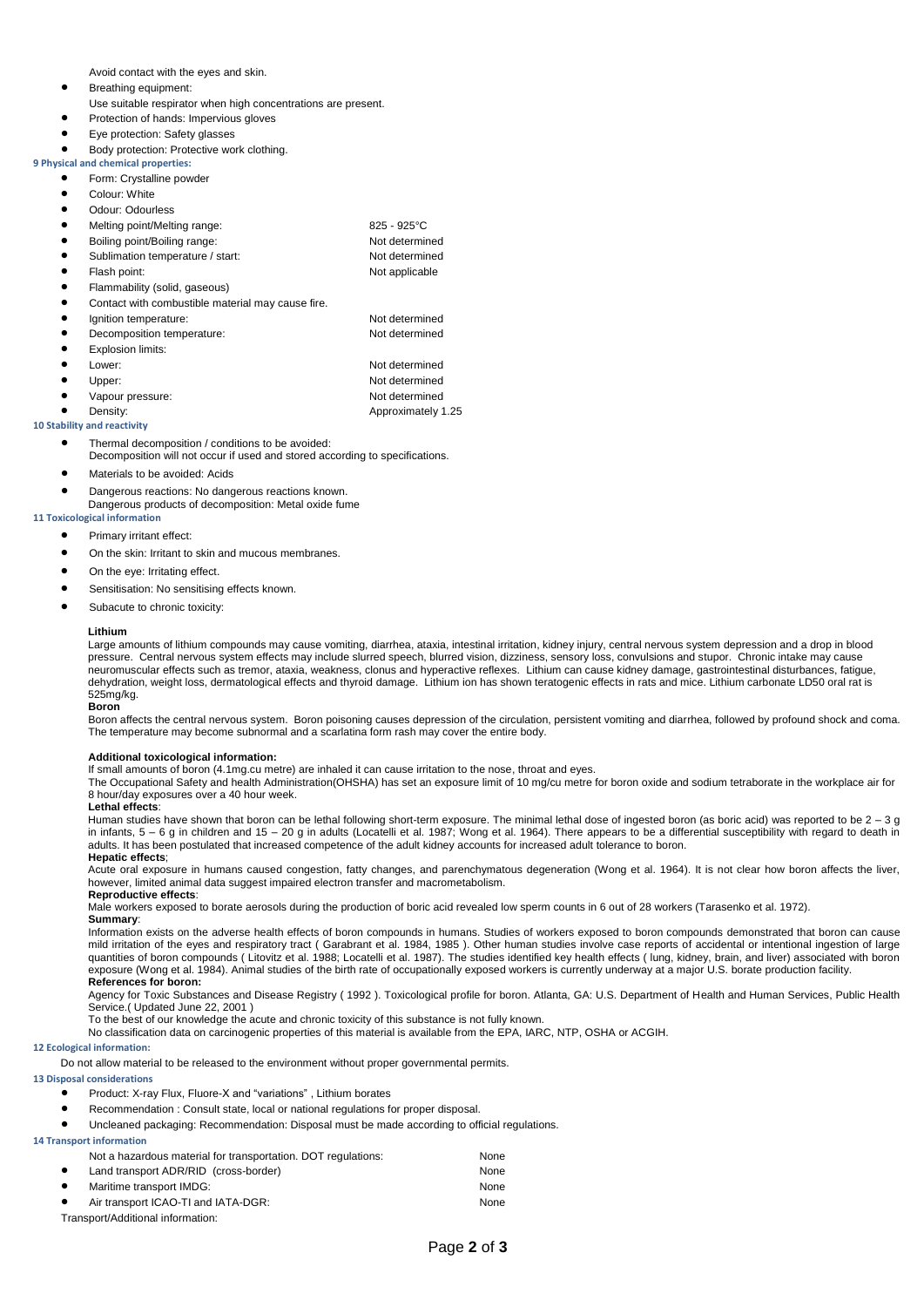Avoid contact with the eyes and skin.

- Breathing equipment:
  Use suitable respirator when high concentrations are present.
- Protection of hands: Impervious gloves
- Eye protection: Safety glasses
- Body protection: Protective work clothing.

## 9 Physical and chemical properties:

- Form: Crystalline powder
- Colour: White
- Odour: Odourless
- Melting point/Melting range: 825 - 925°C
- Boiling point/Boiling range: Not determined
- Sublimation temperature / start: Not determined
- Flash point: Not applicable
- Flammability (solid, gaseous)
- Contact with combustible material may cause fire.
- Ignition temperature: Not determined
- Decomposition temperature: Not determined
- Explosion limits:
- Lower: Not determined
- Upper: Not determined
- Vapour pressure: Not determined
- Density: Approximately 1.25

## 10 Stability and reactivity

- Thermal decomposition / conditions to be avoided:
  Decomposition will not occur if used and stored according to specifications.
- Materials to be avoided: Acids
- Dangerous reactions: No dangerous reactions known.
  Dangerous products of decomposition: Metal oxide fume

## 11 Toxicological information

- Primary irritant effect:
- On the skin: Irritant to skin and mucous membranes.
- On the eye: Irritating effect.
- Sensitisation: No sensitising effects known.
- Subacute to chronic toxicity:

**Lithium**

Large amounts of lithium compounds may cause vomiting, diarrhea, ataxia, intestinal irritation, kidney injury, central nervous system depression and a drop in blood pressure. Central nervous system effects may include slurred speech, blurred vision, dizziness, sensory loss, convulsions and stupor. Chronic intake may cause neuromuscular effects such as tremor, ataxia, weakness, clonus and hyperactive reflexes. Lithium can cause kidney damage, gastrointestinal disturbances, fatigue, dehydration, weight loss, dermatological effects and thyroid damage. Lithium ion has shown teratogenic effects in rats and mice. Lithium carbonate LD50 oral rat is 525mg/kg.

**Boron**

Boron affects the central nervous system. Boron poisoning causes depression of the circulation, persistent vomiting and diarrhea, followed by profound shock and coma. The temperature may become subnormal and a scarlatina form rash may cover the entire body.

**Additional toxicological information:**

If small amounts of boron (4.1mg.cu metre) are inhaled it can cause irritation to the nose, throat and eyes.

The Occupational Safety and health Administration(OHSHA) has set an exposure limit of 10 mg/cu metre for boron oxide and sodium tetraborate in the workplace air for 8 hour/day exposures over a 40 hour week.

**Lethal effects**:

Human studies have shown that boron can be lethal following short-term exposure. The minimal lethal dose of ingested boron (as boric acid) was reported to be 2 – 3 g in infants, 5 – 6 g in children and 15 – 20 g in adults (Locatelli et al. 1987; Wong et al. 1964). There appears to be a differential susceptibility with regard to death in adults. It has been postulated that increased competence of the adult kidney accounts for increased adult tolerance to boron.

**Hepatic effects**;

Acute oral exposure in humans caused congestion, fatty changes, and parenchymatous degeneration (Wong et al. 1964). It is not clear how boron affects the liver, however, limited animal data suggest impaired electron transfer and macrometabolism.

**Reproductive effects**:

Male workers exposed to borate aerosols during the production of boric acid revealed low sperm counts in 6 out of 28 workers (Tarasenko et al. 1972).

**Summary**:

Information exists on the adverse health effects of boron compounds in humans. Studies of workers exposed to boron compounds demonstrated that boron can cause mild irritation of the eyes and respiratory tract ( Garabrant et al. 1984, 1985 ). Other human studies involve case reports of accidental or intentional ingestion of large quantities of boron compounds ( Litovitz et al. 1988; Locatelli et al. 1987). The studies identified key health effects ( lung, kidney, brain, and liver) associated with boron exposure (Wong et al. 1984). Animal studies of the birth rate of occupationally exposed workers is currently underway at a major U.S. borate production facility.

**References for boron:**

Agency for Toxic Substances and Disease Registry ( 1992 ). Toxicological profile for boron. Atlanta, GA: U.S. Department of Health and Human Services, Public Health Service.( Updated June 22, 2001 )

To the best of our knowledge the acute and chronic toxicity of this substance is not fully known.

No classification data on carcinogenic properties of this material is available from the EPA, IARC, NTP, OSHA or ACGIH.

## 12 Ecological information:

Do not allow material to be released to the environment without proper governmental permits.

## 13 Disposal considerations

- Product: X-ray Flux, Fluore-X and "variations" , Lithium borates
- Recommendation : Consult state, local or national regulations for proper disposal.
- Uncleaned packaging: Recommendation: Disposal must be made according to official regulations.

## 14 Transport information

Not a hazardous material for transportation. DOT regulations: None

- Land transport ADR/RID (cross-border) None
- Maritime transport IMDG: None
- Air transport ICAO-TI and IATA-DGR: None

Transport/Additional information: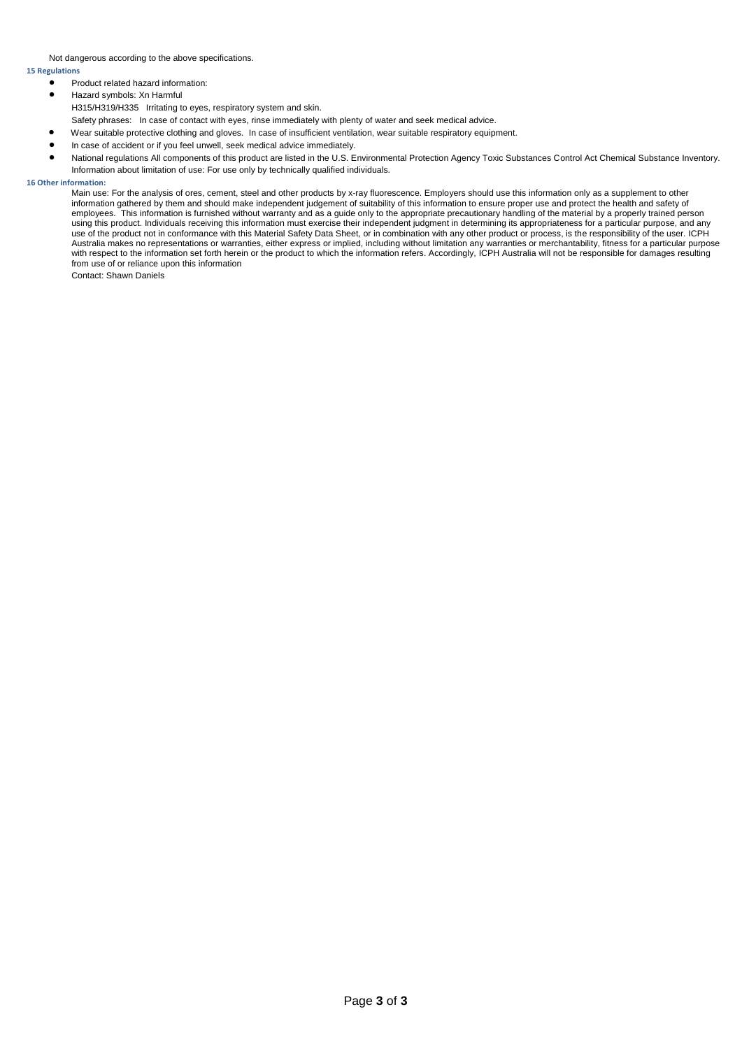Not dangerous according to the above specifications.

### 15 Regulations

- Product related hazard information:
- Hazard symbols: Xn Harmful

  H315/H319/H335 Irritating to eyes, respiratory system and skin.

  Safety phrases: In case of contact with eyes, rinse immediately with plenty of water and seek medical advice.
- Wear suitable protective clothing and gloves. In case of insufficient ventilation, wear suitable respiratory equipment.
- In case of accident or if you feel unwell, seek medical advice immediately.
- National regulations All components of this product are listed in the U.S. Environmental Protection Agency Toxic Substances Control Act Chemical Substance Inventory.

  Information about limitation of use: For use only by technically qualified individuals.

### 16 Other information:

Main use: For the analysis of ores, cement, steel and other products by x-ray fluorescence. Employers should use this information only as a supplement to other information gathered by them and should make independent judgement of suitability of this information to ensure proper use and protect the health and safety of employees. This information is furnished without warranty and as a guide only to the appropriate precautionary handling of the material by a properly trained person using this product. Individuals receiving this information must exercise their independent judgment in determining its appropriateness for a particular purpose, and any use of the product not in conformance with this Material Safety Data Sheet, or in combination with any other product or process, is the responsibility of the user. ICPH Australia makes no representations or warranties, either express or implied, including without limitation any warranties or merchantability, fitness for a particular purpose with respect to the information set forth herein or the product to which the information refers. Accordingly, ICPH Australia will not be responsible for damages resulting from use of or reliance upon this information

Contact: Shawn Daniels